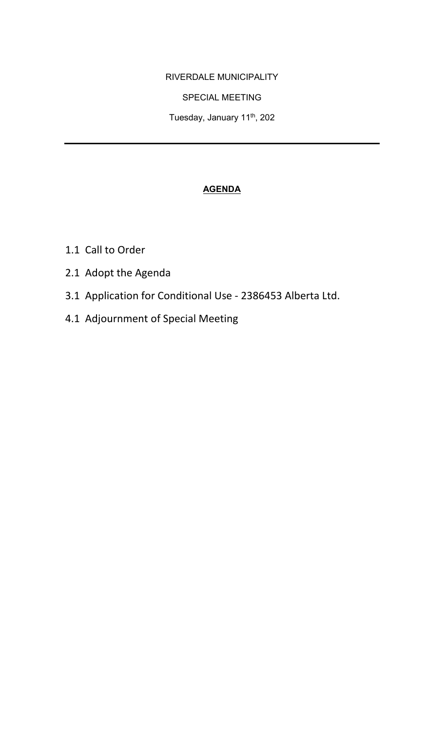RIVERDALE MUNICIPALITY

SPECIAL MEETING

Tuesday, January 11th, 202

---

**AGENDA**

1.1 Call to Order

2.1 Adopt the Agenda

3.1 Application for Conditional Use - 2386453 Alberta Ltd.

4.1 Adjournment of Special Meeting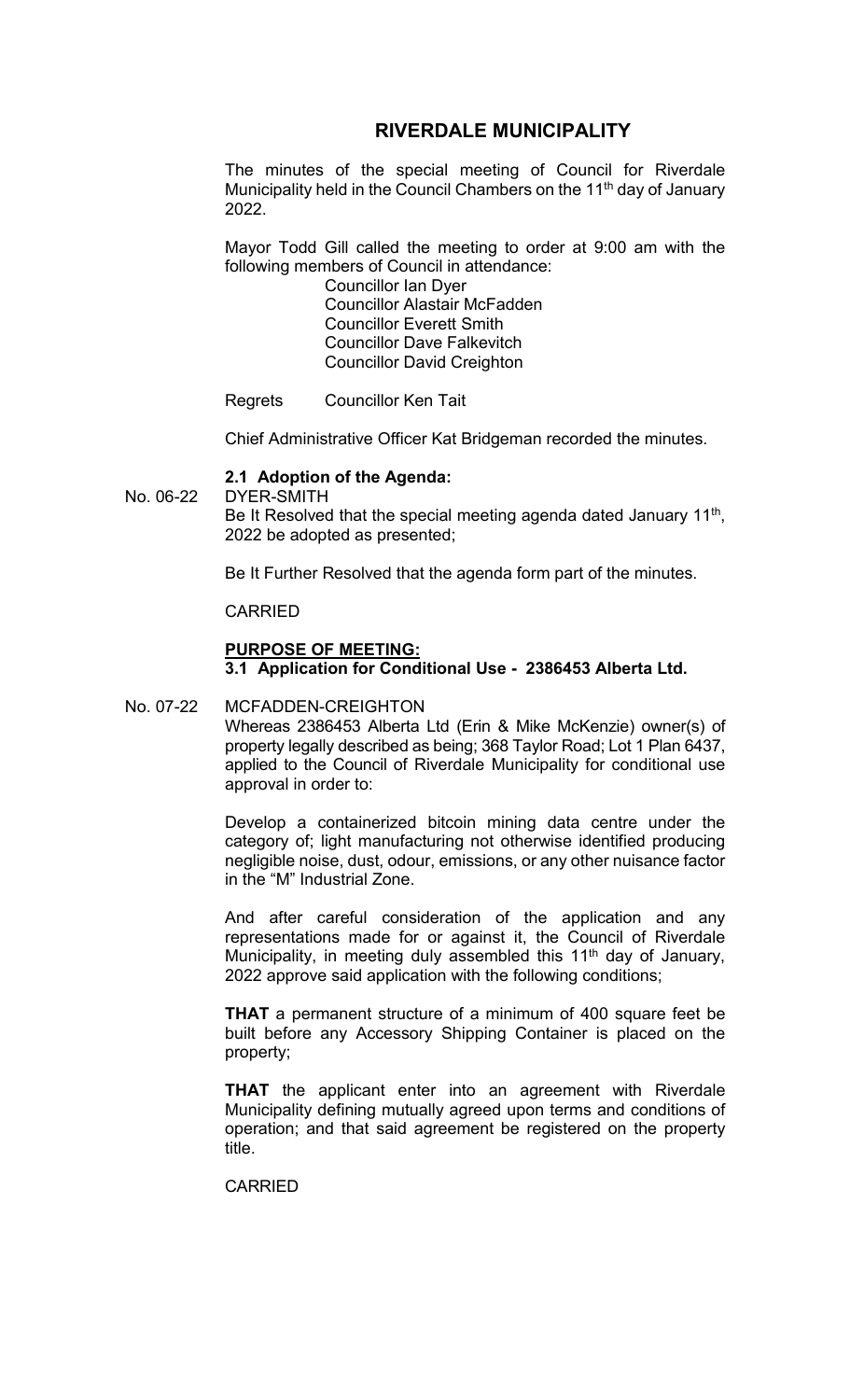# RIVERDALE MUNICIPALITY

The minutes of the special meeting of Council for Riverdale Municipality held in the Council Chambers on the 11th day of January 2022.

Mayor Todd Gill called the meeting to order at 9:00 am with the following members of Council in attendance:

Councillor Ian Dyer
Councillor Alastair McFadden
Councillor Everett Smith
Councillor Dave Falkevitch
Councillor David Creighton

Regrets Councillor Ken Tait

Chief Administrative Officer Kat Bridgeman recorded the minutes.

**2.1 Adoption of the Agenda:**

No. 06-22 DYER-SMITH

Be It Resolved that the special meeting agenda dated January 11th, 2022 be adopted as presented;

Be It Further Resolved that the agenda form part of the minutes.

CARRIED

**PURPOSE OF MEETING:**

**3.1 Application for Conditional Use - 2386453 Alberta Ltd.**

No. 07-22 MCFADDEN-CREIGHTON

Whereas 2386453 Alberta Ltd (Erin & Mike McKenzie) owner(s) of property legally described as being; 368 Taylor Road; Lot 1 Plan 6437, applied to the Council of Riverdale Municipality for conditional use approval in order to:

Develop a containerized bitcoin mining data centre under the category of; light manufacturing not otherwise identified producing negligible noise, dust, odour, emissions, or any other nuisance factor in the "M" Industrial Zone.

And after careful consideration of the application and any representations made for or against it, the Council of Riverdale Municipality, in meeting duly assembled this 11th day of January, 2022 approve said application with the following conditions;

**THAT** a permanent structure of a minimum of 400 square feet be built before any Accessory Shipping Container is placed on the property;

**THAT** the applicant enter into an agreement with Riverdale Municipality defining mutually agreed upon terms and conditions of operation; and that said agreement be registered on the property title.

CARRIED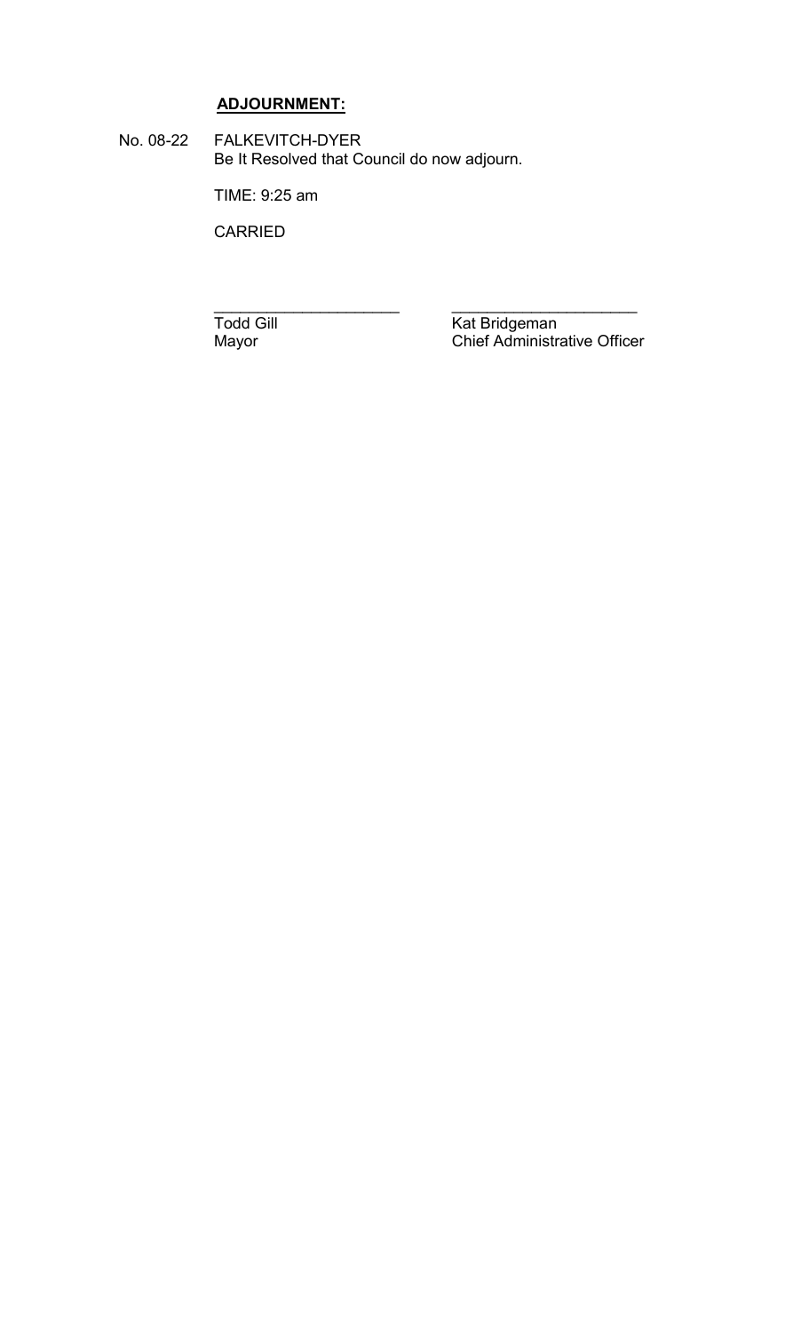## **ADJOURNMENT:**

No. 08-22 FALKEVITCH-DYER
Be It Resolved that Council do now adjourn.

TIME: 9:25 am

CARRIED

| | |
|---|---|
| ______________________ | ______________________ |
| Todd Gill | Kat Bridgeman |
| Mayor | Chief Administrative Officer |